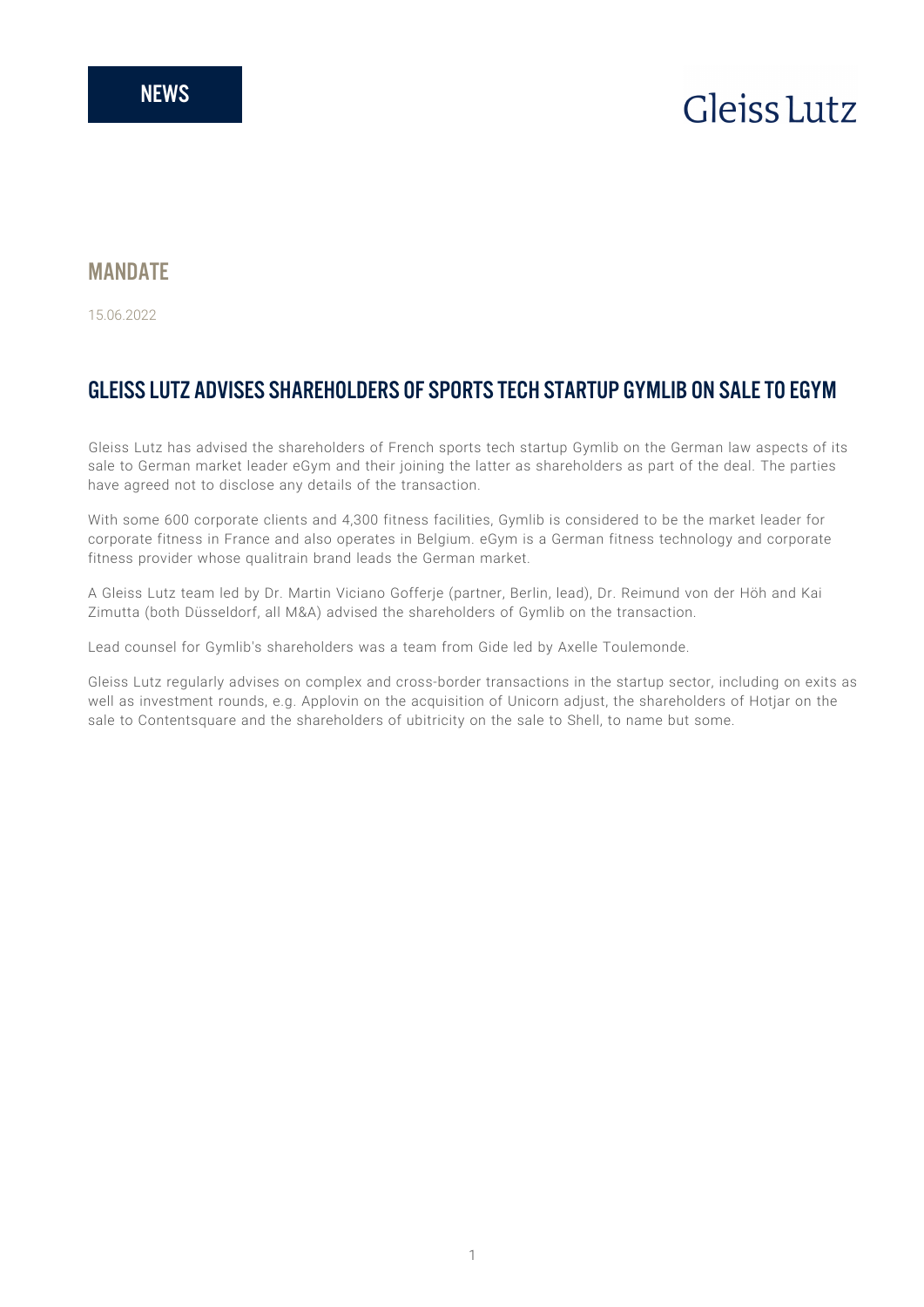NEWS

Gleiss Lutz

## MANDATE

15.06.2022

# GLEISS LUTZ ADVISES SHAREHOLDERS OF SPORTS TECH STARTUP GYMLIB ON SALE TO EGYM

Gleiss Lutz has advised the shareholders of French sports tech startup Gymlib on the German law aspects of its sale to German market leader eGym and their joining the latter as shareholders as part of the deal. The parties have agreed not to disclose any details of the transaction.

With some 600 corporate clients and 4,300 fitness facilities, Gymlib is considered to be the market leader for corporate fitness in France and also operates in Belgium. eGym is a German fitness technology and corporate fitness provider whose qualitrain brand leads the German market.

A Gleiss Lutz team led by Dr. Martin Viciano Gofferje (partner, Berlin, lead), Dr. Reimund von der Höh and Kai Zimutta (both Düsseldorf, all M&A) advised the shareholders of Gymlib on the transaction.

Lead counsel for Gymlib's shareholders was a team from Gide led by Axelle Toulemonde.

Gleiss Lutz regularly advises on complex and cross-border transactions in the startup sector, including on exits as well as investment rounds, e.g. Applovin on the acquisition of Unicorn adjust, the shareholders of Hotjar on the sale to Contentsquare and the shareholders of ubitricity on the sale to Shell, to name but some.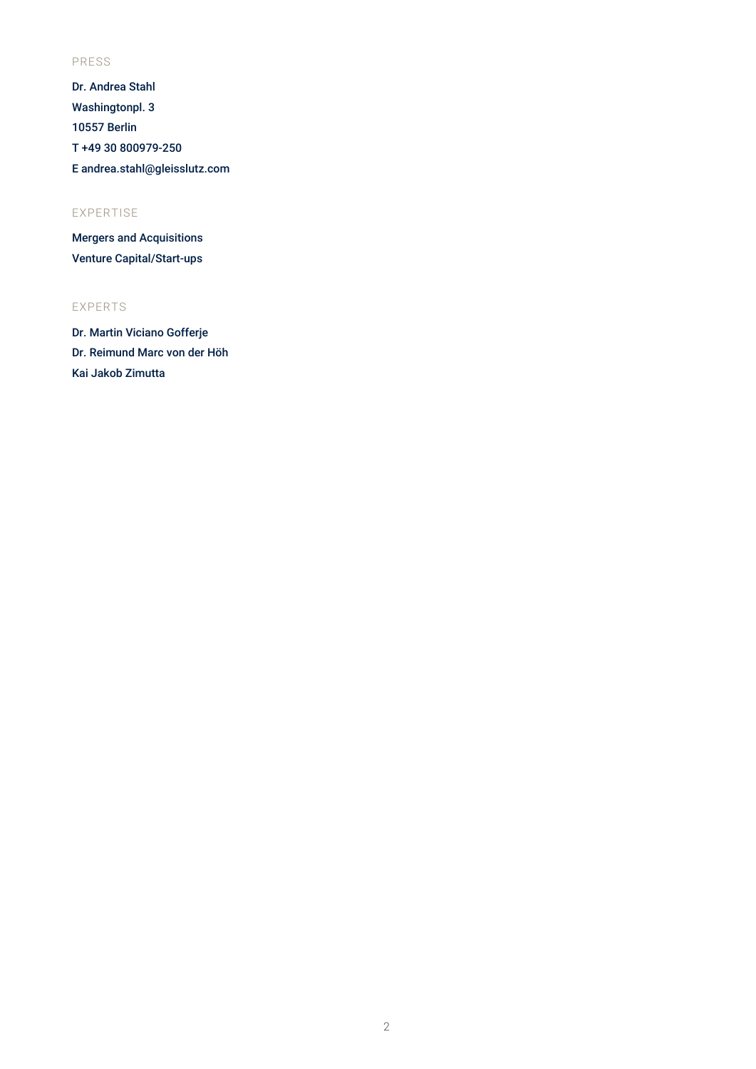PRESS

Dr. Andrea Stahl
Washingtonpl. 3
10557 Berlin
T +49 30 800979-250
E andrea.stahl@gleisslutz.com

EXPERTISE

Mergers and Acquisitions
Venture Capital/Start-ups

EXPERTS

Dr. Martin Viciano Gofferje
Dr. Reimund Marc von der Höh
Kai Jakob Zimutta